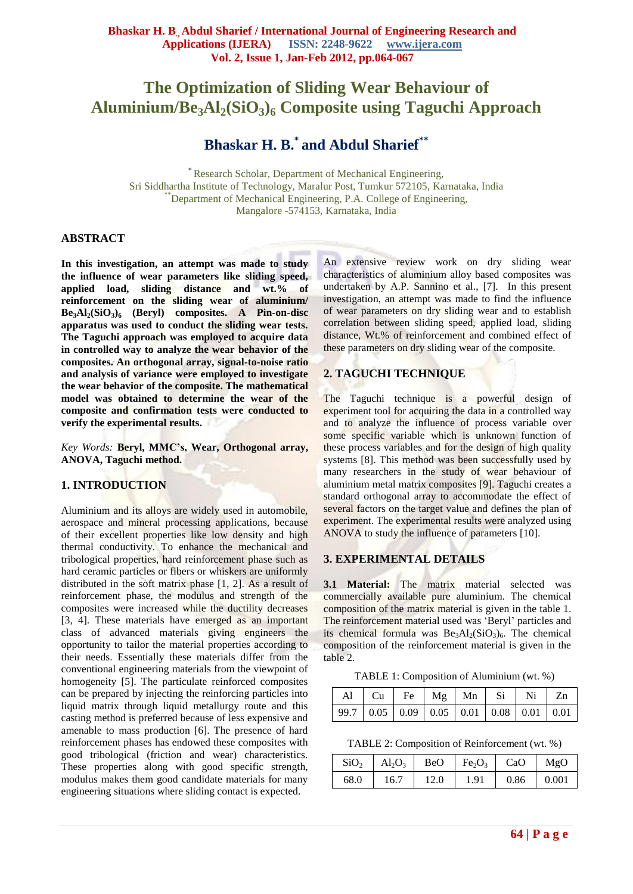# The Optimization of Sliding Wear Behaviour of Aluminium/$Be_3Al_2(SiO_3)_6$ Composite using Taguchi Approach

## Bhaskar H. B.[*] and Abdul Sharief[**]

[*] Research Scholar, Department of Mechanical Engineering, Sri Siddhartha Institute of Technology, Maralur Post, Tumkur 572105, Karnataka, India
[**] Department of Mechanical Engineering, P.A. College of Engineering, Mangalore -574153, Karnataka, India

### ABSTRACT

**In this investigation, an attempt was made to study the influence of wear parameters like sliding speed, applied load, sliding distance and wt.% of reinforcement on the sliding wear of aluminium/ $Be_3Al_2(SiO_3)_6$ (Beryl) composites. A Pin-on-disc apparatus was used to conduct the sliding wear tests. The Taguchi approach was employed to acquire data in controlled way to analyze the wear behavior of the composites. An orthogonal array, signal-to-noise ratio and analysis of variance were employed to investigate the wear behavior of the composite. The mathematical model was obtained to determine the wear of the composite and confirmation tests were conducted to verify the experimental results.**

*Key Words:* **Beryl, MMC's, Wear, Orthogonal array, ANOVA, Taguchi method.**

### 1. INTRODUCTION

Aluminium and its alloys are widely used in automobile, aerospace and mineral processing applications, because of their excellent properties like low density and high thermal conductivity. To enhance the mechanical and tribological properties, hard reinforcement phase such as hard ceramic particles or fibers or whiskers are uniformly distributed in the soft matrix phase [1, 2]. As a result of reinforcement phase, the modulus and strength of the composites were increased while the ductility decreases [3, 4]. These materials have emerged as an important class of advanced materials giving engineers the opportunity to tailor the material properties according to their needs. Essentially these materials differ from the conventional engineering materials from the viewpoint of homogeneity [5]. The particulate reinforced composites can be prepared by injecting the reinforcing particles into liquid matrix through liquid metallurgy route and this casting method is preferred because of less expensive and amenable to mass production [6]. The presence of hard reinforcement phases has endowed these composites with good tribological (friction and wear) characteristics. These properties along with good specific strength, modulus makes them good candidate materials for many engineering situations where sliding contact is expected.

An extensive review work on dry sliding wear characteristics of aluminium alloy based composites was undertaken by A.P. Sannino et al., [7]. In this present investigation, an attempt was made to find the influence of wear parameters on dry sliding wear and to establish correlation between sliding speed, applied load, sliding distance, Wt.% of reinforcement and combined effect of these parameters on dry sliding wear of the composite.

### 2. TAGUCHI TECHNIQUE

The Taguchi technique is a powerful design of experiment tool for acquiring the data in a controlled way and to analyze the influence of process variable over some specific variable which is unknown function of these process variables and for the design of high quality systems [8]. This method was been successfully used by many researchers in the study of wear behaviour of aluminium metal matrix composites [9]. Taguchi creates a standard orthogonal array to accommodate the effect of several factors on the target value and defines the plan of experiment. The experimental results were analyzed using ANOVA to study the influence of parameters [10].

### 3. EXPERIMENTAL DETAILS

**3.1 Material:** The matrix material selected was commercially available pure aluminium. The chemical composition of the matrix material is given in the table 1. The reinforcement material used was 'Beryl' particles and its chemical formula was $Be_3Al_2(SiO_3)_6$. The chemical composition of the reinforcement material is given in the table 2.

TABLE 1: Composition of Aluminium (wt. %)

| Al | Cu | Fe | Mg | Mn | Si | Ni | Zn |
|---|---|---|---|---|---|---|---|
| 99.7 | 0.05 | 0.09 | 0.05 | 0.01 | 0.08 | 0.01 | 0.01 |

TABLE 2: Composition of Reinforcement (wt. %)

| $SiO_2$ | $Al_2O_3$ | BeO | $Fe_2O_3$ | CaO | MgO |
|---|---|---|---|---|---|
| 68.0 | 16.7 | 12.0 | 1.91 | 0.86 | 0.001 |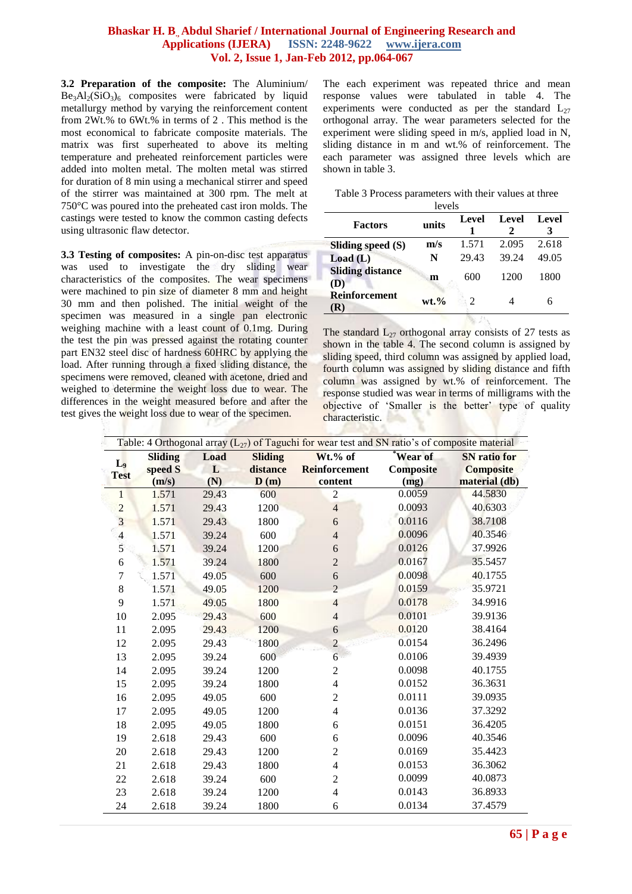**3.2 Preparation of the composite:** The Aluminium/ $Be_3Al_2(SiO_3)_6$ composites were fabricated by liquid metallurgy method by varying the reinforcement content from 2Wt.% to 6Wt.% in terms of 2 . This method is the most economical to fabricate composite materials. The matrix was first superheated to above its melting temperature and preheated reinforcement particles were added into molten metal. The molten metal was stirred for duration of 8 min using a mechanical stirrer and speed of the stirrer was maintained at 300 rpm. The melt at 750°C was poured into the preheated cast iron molds. The castings were tested to know the common casting defects using ultrasonic flaw detector.

**3.3 Testing of composites:** A pin-on-disc test apparatus was used to investigate the dry sliding wear characteristics of the composites. The wear specimens were machined to pin size of diameter 8 mm and height 30 mm and then polished. The initial weight of the specimen was measured in a single pan electronic weighing machine with a least count of 0.1mg. During the test the pin was pressed against the rotating counter part EN32 steel disc of hardness 60HRC by applying the load. After running through a fixed sliding distance, the specimens were removed, cleaned with acetone, dried and weighed to determine the weight loss due to wear. The differences in the weight measured before and after the test gives the weight loss due to wear of the specimen.

The each experiment was repeated thrice and mean response values were tabulated in table 4. The experiments were conducted as per the standard $L_{27}$ orthogonal array. The wear parameters selected for the experiment were sliding speed in m/s, applied load in N, sliding distance in m and wt.% of reinforcement. The each parameter was assigned three levels which are shown in table 3.

Table 3 Process parameters with their values at three levels

| Factors | units | Level 1 | Level 2 | Level 3 |
|---|---|---|---|---|
| Sliding speed (S) | m/s | 1.571 | 2.095 | 2.618 |
| Load (L) | N | 29.43 | 39.24 | 49.05 |
| Sliding distance (D) | m | 600 | 1200 | 1800 |
| Reinforcement (R) | wt.% | 2 | 4 | 6 |

The standard $L_{27}$ orthogonal array consists of 27 tests as shown in the table 4. The second column is assigned by sliding speed, third column was assigned by applied load, fourth column was assigned by sliding distance and fifth column was assigned by wt.% of reinforcement. The response studied was wear in terms of milligrams with the objective of 'Smaller is the better' type of quality characteristic.

Table: 4 Orthogonal array ($L_{27}$) of Taguchi for wear test and SN ratio's of composite material

| $L_9$ Test | Sliding speed S (m/s) | Load L (N) | Sliding distance D (m) | Wt.% of Reinforcement content | *Wear of Composite (mg) | SN ratio for Composite material (db) |
|---|---|---|---|---|---|---|
| 1 | 1.571 | 29.43 | 600 | 2 | 0.0059 | 44.5830 |
| 2 | 1.571 | 29.43 | 1200 | 4 | 0.0093 | 40.6303 |
| 3 | 1.571 | 29.43 | 1800 | 6 | 0.0116 | 38.7108 |
| 4 | 1.571 | 39.24 | 600 | 4 | 0.0096 | 40.3546 |
| 5 | 1.571 | 39.24 | 1200 | 6 | 0.0126 | 37.9926 |
| 6 | 1.571 | 39.24 | 1800 | 2 | 0.0167 | 35.5457 |
| 7 | 1.571 | 49.05 | 600 | 6 | 0.0098 | 40.1755 |
| 8 | 1.571 | 49.05 | 1200 | 2 | 0.0159 | 35.9721 |
| 9 | 1.571 | 49.05 | 1800 | 4 | 0.0178 | 34.9916 |
| 10 | 2.095 | 29.43 | 600 | 4 | 0.0101 | 39.9136 |
| 11 | 2.095 | 29.43 | 1200 | 6 | 0.0120 | 38.4164 |
| 12 | 2.095 | 29.43 | 1800 | 2 | 0.0154 | 36.2496 |
| 13 | 2.095 | 39.24 | 600 | 6 | 0.0106 | 39.4939 |
| 14 | 2.095 | 39.24 | 1200 | 2 | 0.0098 | 40.1755 |
| 15 | 2.095 | 39.24 | 1800 | 4 | 0.0152 | 36.3631 |
| 16 | 2.095 | 49.05 | 600 | 2 | 0.0111 | 39.0935 |
| 17 | 2.095 | 49.05 | 1200 | 4 | 0.0136 | 37.3292 |
| 18 | 2.095 | 49.05 | 1800 | 6 | 0.0151 | 36.4205 |
| 19 | 2.618 | 29.43 | 600 | 6 | 0.0096 | 40.3546 |
| 20 | 2.618 | 29.43 | 1200 | 2 | 0.0169 | 35.4423 |
| 21 | 2.618 | 29.43 | 1800 | 4 | 0.0153 | 36.3062 |
| 22 | 2.618 | 39.24 | 600 | 2 | 0.0099 | 40.0873 |
| 23 | 2.618 | 39.24 | 1200 | 4 | 0.0143 | 36.8933 |
| 24 | 2.618 | 39.24 | 1800 | 6 | 0.0134 | 37.4579 |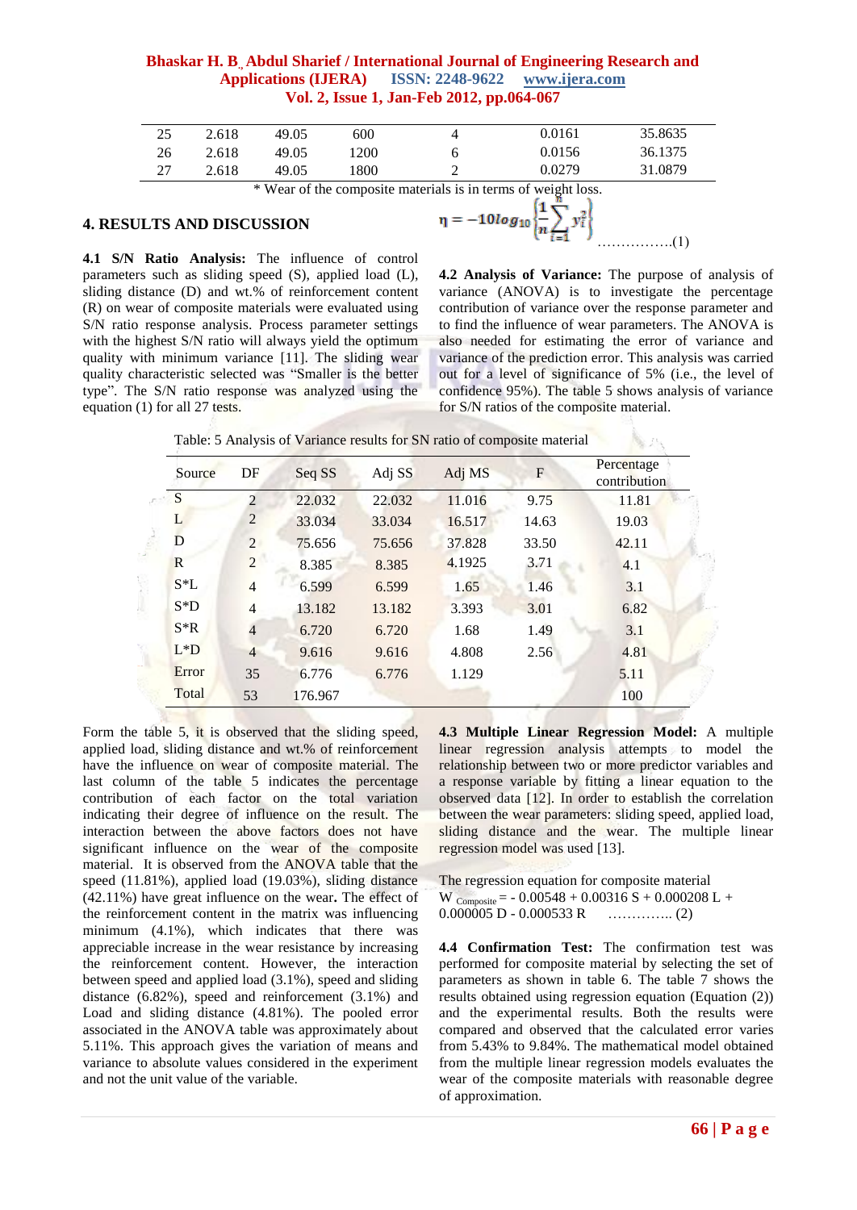| 25 | 2.618 | 49.05 | 600 | 4 | 0.0161 | 35.8635 |
|---|---|---|---|---|---|---|
| 26 | 2.618 | 49.05 | 1200 | 6 | 0.0156 | 36.1375 |
| 27 | 2.618 | 49.05 | 1800 | 2 | 0.0279 | 31.0879 |

* Wear of the composite materials is in terms of weight loss.

## 4. RESULTS AND DISCUSSION

**4.1 S/N Ratio Analysis:** The influence of control parameters such as sliding speed (S), applied load (L), sliding distance (D) and wt.% of reinforcement content (R) on wear of composite materials were evaluated using S/N ratio response analysis. Process parameter settings with the highest S/N ratio will always yield the optimum quality with minimum variance [11]. The sliding wear quality characteristic selected was "Smaller is the better type". The S/N ratio response was analyzed using the equation (1) for all 27 tests.

$$\eta = -10\log_{10}\left\{\frac{1}{n}\sum_{i=1}^{n} y_i^2\right\} \qquad \text{.................(1)}$$

**4.2 Analysis of Variance:** The purpose of analysis of variance (ANOVA) is to investigate the percentage contribution of variance over the response parameter and to find the influence of wear parameters. The ANOVA is also needed for estimating the error of variance and variance of the prediction error. This analysis was carried out for a level of significance of 5% (i.e., the level of confidence 95%). The table 5 shows analysis of variance for S/N ratios of the composite material.

Table: 5 Analysis of Variance results for SN ratio of composite material

| Source | DF | Seq SS | Adj SS | Adj MS | F | Percentage contribution |
|---|---|---|---|---|---|---|
| S | 2 | 22.032 | 22.032 | 11.016 | 9.75 | 11.81 |
| L | 2 | 33.034 | 33.034 | 16.517 | 14.63 | 19.03 |
| D | 2 | 75.656 | 75.656 | 37.828 | 33.50 | 42.11 |
| R | 2 | 8.385 | 8.385 | 4.1925 | 3.71 | 4.1 |
| S*L | 4 | 6.599 | 6.599 | 1.65 | 1.46 | 3.1 |
| S*D | 4 | 13.182 | 13.182 | 3.393 | 3.01 | 6.82 |
| S*R | 4 | 6.720 | 6.720 | 1.68 | 1.49 | 3.1 |
| L*D | 4 | 9.616 | 9.616 | 4.808 | 2.56 | 4.81 |
| Error | 35 | 6.776 | 6.776 | 1.129 | | 5.11 |
| Total | 53 | 176.967 | | | | 100 |

Form the table 5, it is observed that the sliding speed, applied load, sliding distance and wt.% of reinforcement have the influence on wear of composite material. The last column of the table 5 indicates the percentage contribution of each factor on the total variation indicating their degree of influence on the result. The interaction between the above factors does not have significant influence on the wear of the composite material. It is observed from the ANOVA table that the speed (11.81%), applied load (19.03%), sliding distance (42.11%) have great influence on the wear. The effect of the reinforcement content in the matrix was influencing minimum (4.1%), which indicates that there was appreciable increase in the wear resistance by increasing the reinforcement content. However, the interaction between speed and applied load (3.1%), speed and sliding distance (6.82%), speed and reinforcement (3.1%) and Load and sliding distance (4.81%). The pooled error associated in the ANOVA table was approximately about 5.11%. This approach gives the variation of means and variance to absolute values considered in the experiment and not the unit value of the variable.

**4.3 Multiple Linear Regression Model:** A multiple linear regression analysis attempts to model the relationship between two or more predictor variables and a response variable by fitting a linear equation to the observed data [12]. In order to establish the correlation between the wear parameters: sliding speed, applied load, sliding distance and the wear. The multiple linear regression model was used [13].

The regression equation for composite material

$$W_{Composite} = -0.00548 + 0.00316\,S + 0.000208\,L + 0.000005\,D - 0.000533\,R \qquad \text{.............. (2)}$$

**4.4 Confirmation Test:** The confirmation test was performed for composite material by selecting the set of parameters as shown in table 6. The table 7 shows the results obtained using regression equation (Equation (2)) and the experimental results. Both the results were compared and observed that the calculated error varies from 5.43% to 9.84%. The mathematical model obtained from the multiple linear regression models evaluates the wear of the composite materials with reasonable degree of approximation.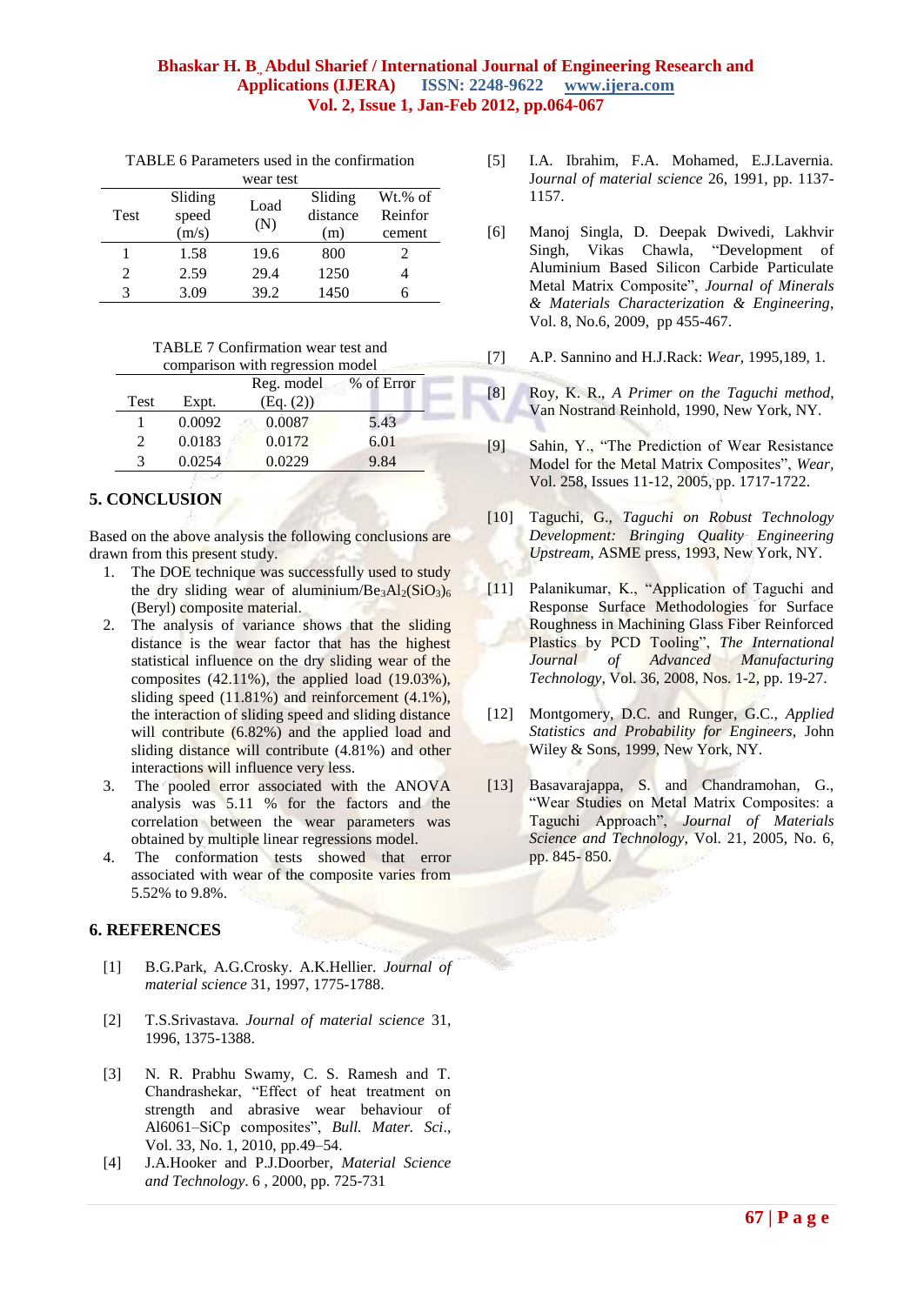TABLE 6 Parameters used in the confirmation wear test

| Test | Sliding speed (m/s) | Load (N) | Sliding distance (m) | Wt.% of Reinforcement |
|---|---|---|---|---|
| 1 | 1.58 | 19.6 | 800 | 2 |
| 2 | 2.59 | 29.4 | 1250 | 4 |
| 3 | 3.09 | 39.2 | 1450 | 6 |

TABLE 7 Confirmation wear test and comparison with regression model

| Test | Expt. | Reg. model (Eq. (2)) | % of Error |
|---|---|---|---|
| 1 | 0.0092 | 0.0087 | 5.43 |
| 2 | 0.0183 | 0.0172 | 6.01 |
| 3 | 0.0254 | 0.0229 | 9.84 |

## 5. CONCLUSION

Based on the above analysis the following conclusions are drawn from this present study.

1. The DOE technique was successfully used to study the dry sliding wear of aluminium/$Be_3Al_2(SiO_3)_6$ (Beryl) composite material.
2. The analysis of variance shows that the sliding distance is the wear factor that has the highest statistical influence on the dry sliding wear of the composites (42.11%), the applied load (19.03%), sliding speed (11.81%) and reinforcement (4.1%), the interaction of sliding speed and sliding distance will contribute (6.82%) and the applied load and sliding distance will contribute (4.81%) and other interactions will influence very less.
3. The pooled error associated with the ANOVA analysis was 5.11 % for the factors and the correlation between the wear parameters was obtained by multiple linear regressions model.
4. The conformation tests showed that error associated with wear of the composite varies from 5.52% to 9.8%.

## 6. REFERENCES

[1] B.G.Park, A.G.Crosky. A.K.Hellier. *Journal of material science* 31, 1997, 1775-1788.

[2] T.S.Srivastava. *Journal of material science* 31, 1996, 1375-1388.

[3] N. R. Prabhu Swamy, C. S. Ramesh and T. Chandrashekar, "Effect of heat treatment on strength and abrasive wear behaviour of Al6061–SiCp composites", *Bull. Mater. Sci*., Vol. 33, No. 1, 2010, pp.49–54.

[4] J.A.Hooker and P.J.Doorber, *Material Science and Technology*. 6 , 2000, pp. 725-731

[5] I.A. Ibrahim, F.A. Mohamed, E.J.Lavernia. *Journal of material science* 26, 1991, pp. 1137-1157.

[6] Manoj Singla, D. Deepak Dwivedi, Lakhvir Singh, Vikas Chawla, "Development of Aluminium Based Silicon Carbide Particulate Metal Matrix Composite", *Journal of Minerals & Materials Characterization & Engineering*, Vol. 8, No.6, 2009, pp 455-467.

[7] A.P. Sannino and H.J.Rack: *Wear*, 1995,189, 1.

[8] Roy, K. R., *A Primer on the Taguchi method*, Van Nostrand Reinhold, 1990, New York, NY.

[9] Sahin, Y., "The Prediction of Wear Resistance Model for the Metal Matrix Composites", *Wear*, Vol. 258, Issues 11-12, 2005, pp. 1717-1722.

[10] Taguchi, G., *Taguchi on Robust Technology Development: Bringing Quality Engineering Upstream*, ASME press, 1993, New York, NY.

[11] Palanikumar, K., "Application of Taguchi and Response Surface Methodologies for Surface Roughness in Machining Glass Fiber Reinforced Plastics by PCD Tooling", *The International Journal of Advanced Manufacturing Technology*, Vol. 36, 2008, Nos. 1-2, pp. 19-27.

[12] Montgomery, D.C. and Runger, G.C., *Applied Statistics and Probability for Engineers*, John Wiley & Sons, 1999, New York, NY.

[13] Basavarajappa, S. and Chandramohan, G., "Wear Studies on Metal Matrix Composites: a Taguchi Approach", *Journal of Materials Science and Technology*, Vol. 21, 2005, No. 6, pp. 845- 850.